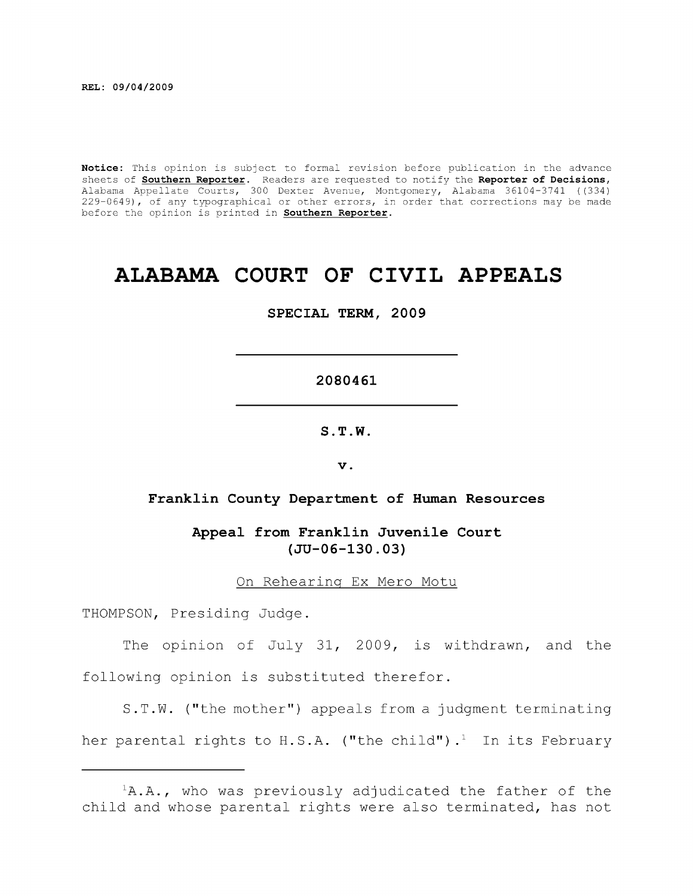REL: 09/04/2009

**Notice:** This opinion is subject to formal revision before publication in the advance sheets of **Southern Reporter**. Readers are requested to notify the **Reporter of Decisions**, Alabama Appellate Courts, 300 Dexter Avenue, Montgomery, Alabama 36104-3741 ((334) 229-0649), of any typographical or other errors, in order that corrections may be made before the opinion is printed in **Southern Reporter**.

# ALABAMA COURT OF CIVIL APPEALS

**SPECIAL TERM, 2009**

---

**2080461**

---

**S.T.W.**

**v.**

**Franklin County Department of Human Resources**

**Appeal from Franklin Juvenile Court**
**(JU-06-130.03)**

On Rehearing Ex Mero Motu

THOMPSON, Presiding Judge.

The opinion of July 31, 2009, is withdrawn, and the following opinion is substituted therefor.

S.T.W. ("the mother") appeals from a judgment terminating her parental rights to H.S.A. ("the child").[1] In its February

---

[1]A.A., who was previously adjudicated the father of the child and whose parental rights were also terminated, has not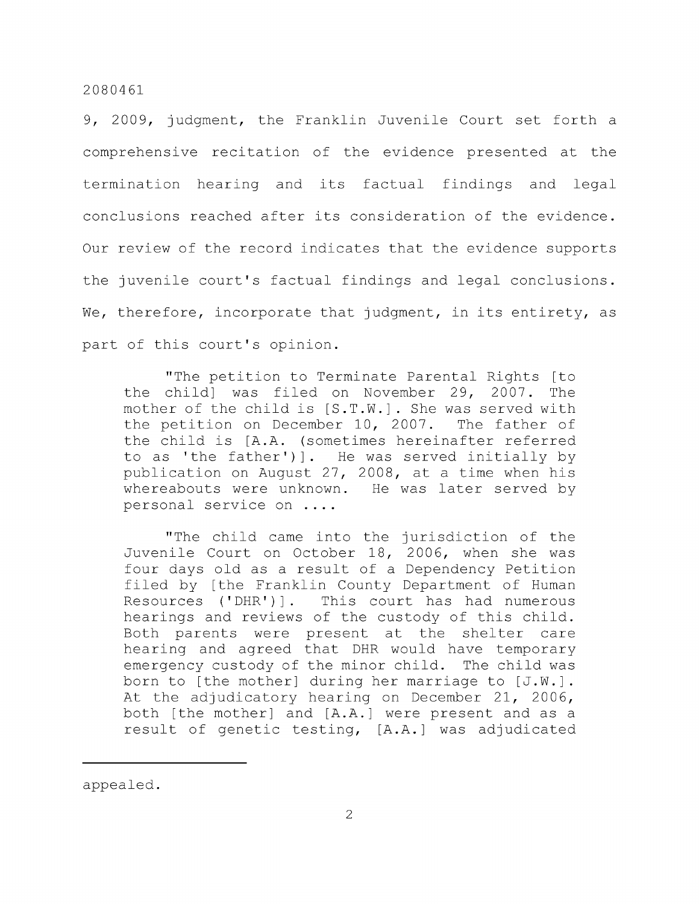9, 2009, judgment, the Franklin Juvenile Court set forth a comprehensive recitation of the evidence presented at the termination hearing and its factual findings and legal conclusions reached after its consideration of the evidence. Our review of the record indicates that the evidence supports the juvenile court's factual findings and legal conclusions. We, therefore, incorporate that judgment, in its entirety, as part of this court's opinion.

> "The petition to Terminate Parental Rights [to the child] was filed on November 29, 2007. The mother of the child is [S.T.W.]. She was served with the petition on December 10, 2007. The father of the child is [A.A. (sometimes hereinafter referred to as 'the father')]. He was served initially by publication on August 27, 2008, at a time when his whereabouts were unknown. He was later served by personal service on ....
>
> "The child came into the jurisdiction of the Juvenile Court on October 18, 2006, when she was four days old as a result of a Dependency Petition filed by [the Franklin County Department of Human Resources ('DHR')]. This court has had numerous hearings and reviews of the custody of this child. Both parents were present at the shelter care hearing and agreed that DHR would have temporary emergency custody of the minor child. The child was born to [the mother] during her marriage to [J.W.]. At the adjudicatory hearing on December 21, 2006, both [the mother] and [A.A.] were present and as a result of genetic testing, [A.A.] was adjudicated

---

appealed.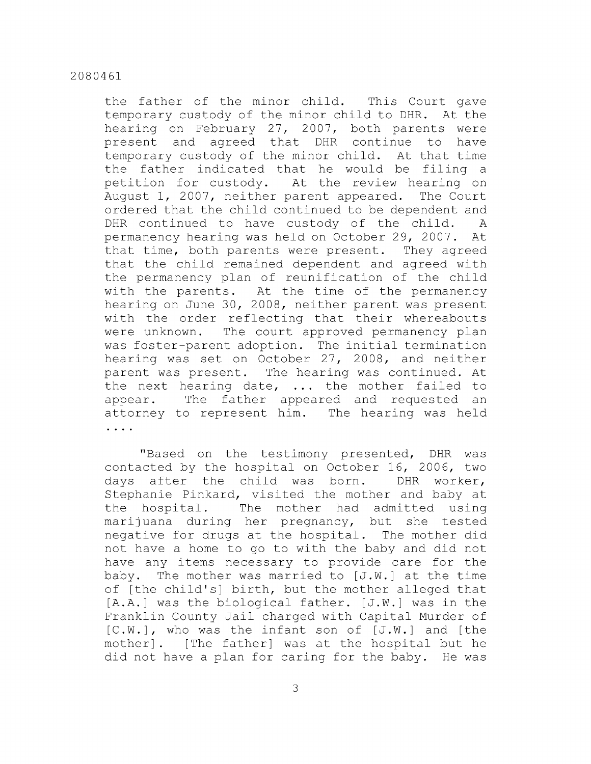the father of the minor child. This Court gave temporary custody of the minor child to DHR. At the hearing on February 27, 2007, both parents were present and agreed that DHR continue to have temporary custody of the minor child. At that time the father indicated that he would be filing a petition for custody. At the review hearing on August 1, 2007, neither parent appeared. The Court ordered that the child continued to be dependent and DHR continued to have custody of the child. A permanency hearing was held on October 29, 2007. At that time, both parents were present. They agreed that the child remained dependent and agreed with the permanency plan of reunification of the child with the parents. At the time of the permanency hearing on June 30, 2008, neither parent was present with the order reflecting that their whereabouts were unknown. The court approved permanency plan was foster-parent adoption. The initial termination hearing was set on October 27, 2008, and neither parent was present. The hearing was continued. At the next hearing date, ... the mother failed to appear. The father appeared and requested an attorney to represent him. The hearing was held ....

"Based on the testimony presented, DHR was contacted by the hospital on October 16, 2006, two days after the child was born. DHR worker, Stephanie Pinkard, visited the mother and baby at the hospital. The mother had admitted using marijuana during her pregnancy, but she tested negative for drugs at the hospital. The mother did not have a home to go to with the baby and did not have any items necessary to provide care for the baby. The mother was married to [J.W.] at the time of [the child's] birth, but the mother alleged that [A.A.] was the biological father. [J.W.] was in the Franklin County Jail charged with Capital Murder of [C.W.], who was the infant son of [J.W.] and [the mother]. [The father] was at the hospital but he did not have a plan for caring for the baby. He was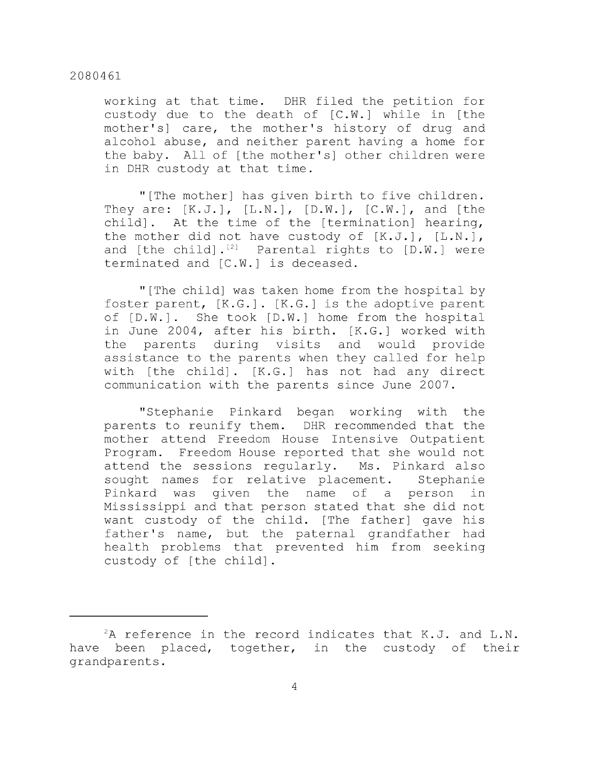working at that time. DHR filed the petition for custody due to the death of [C.W.] while in [the mother's] care, the mother's history of drug and alcohol abuse, and neither parent having a home for the baby. All of [the mother's] other children were in DHR custody at that time.

"[The mother] has given birth to five children. They are: [K.J.], [L.N.], [D.W.], [C.W.], and [the child]. At the time of the [termination] hearing, the mother did not have custody of [K.J.], [L.N.], and [the child].[2] Parental rights to [D.W.] were terminated and [C.W.] is deceased.

"[The child] was taken home from the hospital by foster parent, [K.G.]. [K.G.] is the adoptive parent of [D.W.]. She took [D.W.] home from the hospital in June 2004, after his birth. [K.G.] worked with the parents during visits and would provide assistance to the parents when they called for help with [the child]. [K.G.] has not had any direct communication with the parents since June 2007.

"Stephanie Pinkard began working with the parents to reunify them. DHR recommended that the mother attend Freedom House Intensive Outpatient Program. Freedom House reported that she would not attend the sessions regularly. Ms. Pinkard also sought names for relative placement. Stephanie Pinkard was given the name of a person in Mississippi and that person stated that she did not want custody of the child. [The father] gave his father's name, but the paternal grandfather had health problems that prevented him from seeking custody of [the child].

---

[2]A reference in the record indicates that K.J. and L.N. have been placed, together, in the custody of their grandparents.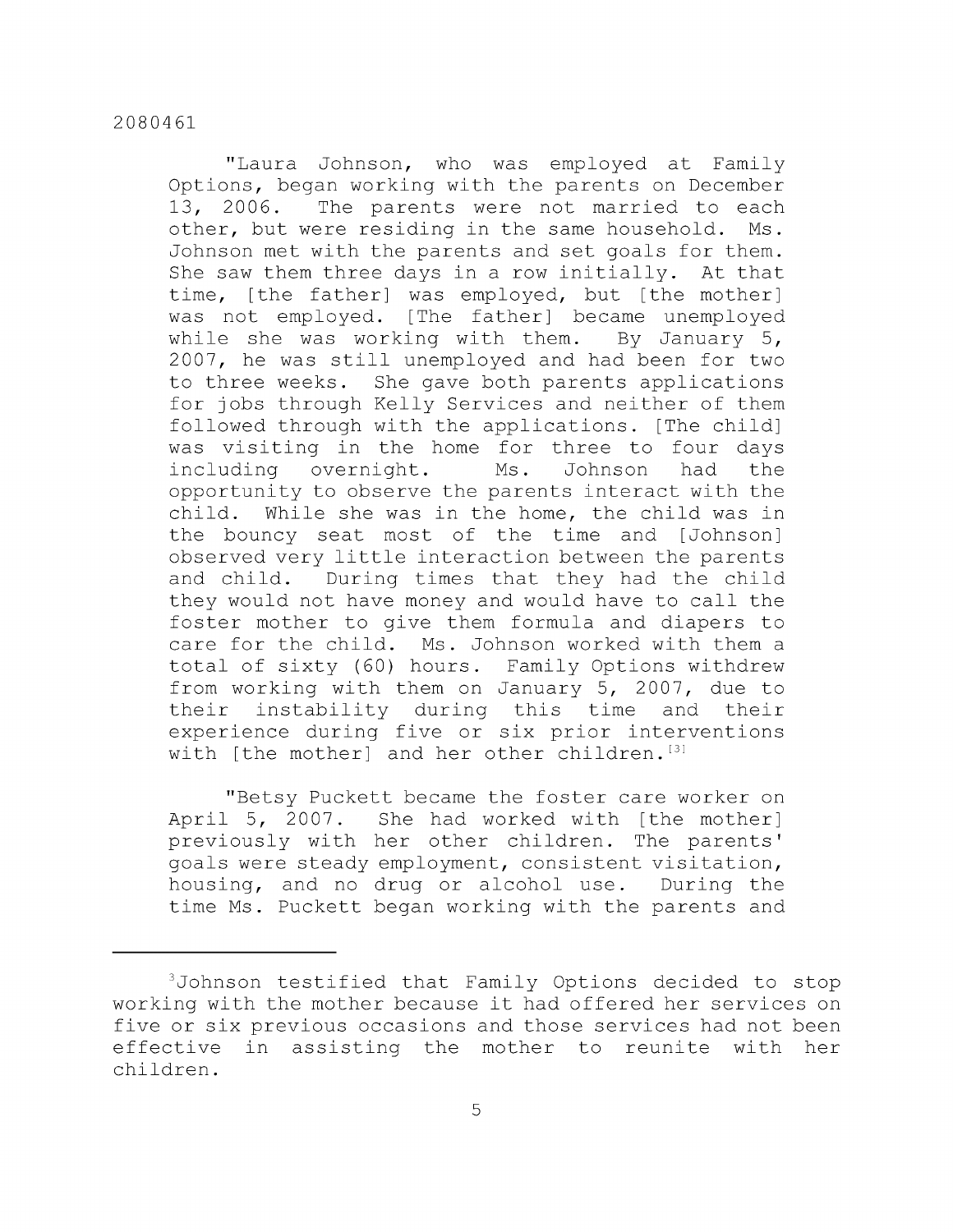"Laura Johnson, who was employed at Family Options, began working with the parents on December 13, 2006. The parents were not married to each other, but were residing in the same household. Ms. Johnson met with the parents and set goals for them. She saw them three days in a row initially. At that time, [the father] was employed, but [the mother] was not employed. [The father] became unemployed while she was working with them. By January 5, 2007, he was still unemployed and had been for two to three weeks. She gave both parents applications for jobs through Kelly Services and neither of them followed through with the applications. [The child] was visiting in the home for three to four days including overnight. Ms. Johnson had the opportunity to observe the parents interact with the child. While she was in the home, the child was in the bouncy seat most of the time and [Johnson] observed very little interaction between the parents and child. During times that they had the child they would not have money and would have to call the foster mother to give them formula and diapers to care for the child. Ms. Johnson worked with them a total of sixty (60) hours. Family Options withdrew from working with them on January 5, 2007, due to their instability during this time and their experience during five or six prior interventions with [the mother] and her other children.[3]

"Betsy Puckett became the foster care worker on April 5, 2007. She had worked with [the mother] previously with her other children. The parents' goals were steady employment, consistent visitation, housing, and no drug or alcohol use. During the time Ms. Puckett began working with the parents and

---

[3]Johnson testified that Family Options decided to stop working with the mother because it had offered her services on five or six previous occasions and those services had not been effective in assisting the mother to reunite with her children.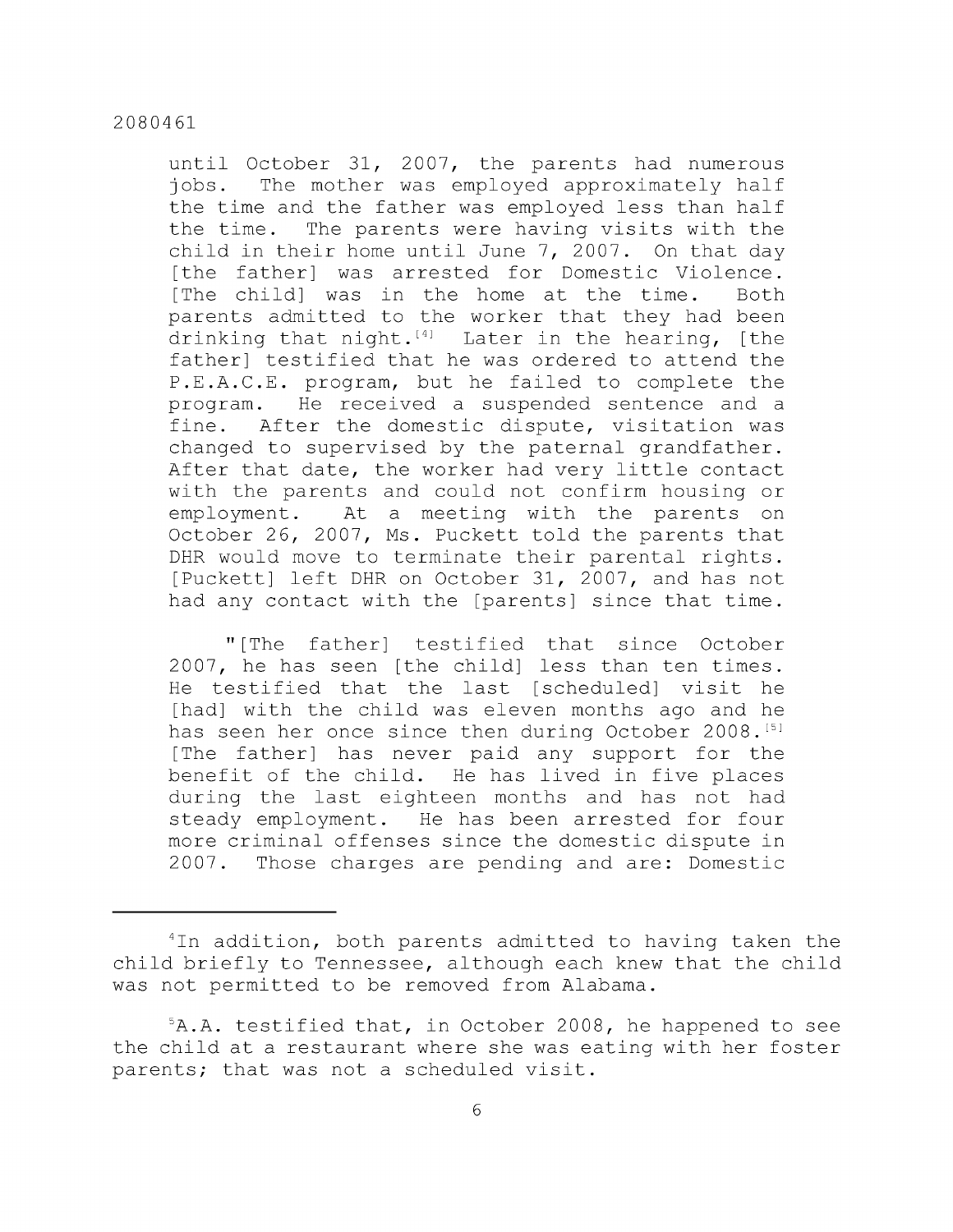until October 31, 2007, the parents had numerous jobs. The mother was employed approximately half the time and the father was employed less than half the time. The parents were having visits with the child in their home until June 7, 2007. On that day [the father] was arrested for Domestic Violence. [The child] was in the home at the time. Both parents admitted to the worker that they had been drinking that night.[4] Later in the hearing, [the father] testified that he was ordered to attend the P.E.A.C.E. program, but he failed to complete the program. He received a suspended sentence and a fine. After the domestic dispute, visitation was changed to supervised by the paternal grandfather. After that date, the worker had very little contact with the parents and could not confirm housing or employment. At a meeting with the parents on October 26, 2007, Ms. Puckett told the parents that DHR would move to terminate their parental rights. [Puckett] left DHR on October 31, 2007, and has not had any contact with the [parents] since that time.

"[The father] testified that since October 2007, he has seen [the child] less than ten times. He testified that the last [scheduled] visit he [had] with the child was eleven months ago and he has seen her once since then during October 2008.[5] [The father] has never paid any support for the benefit of the child. He has lived in five places during the last eighteen months and has not had steady employment. He has been arrested for four more criminal offenses since the domestic dispute in 2007. Those charges are pending and are: Domestic

---

[4]In addition, both parents admitted to having taken the child briefly to Tennessee, although each knew that the child was not permitted to be removed from Alabama.

[5]A.A. testified that, in October 2008, he happened to see the child at a restaurant where she was eating with her foster parents; that was not a scheduled visit.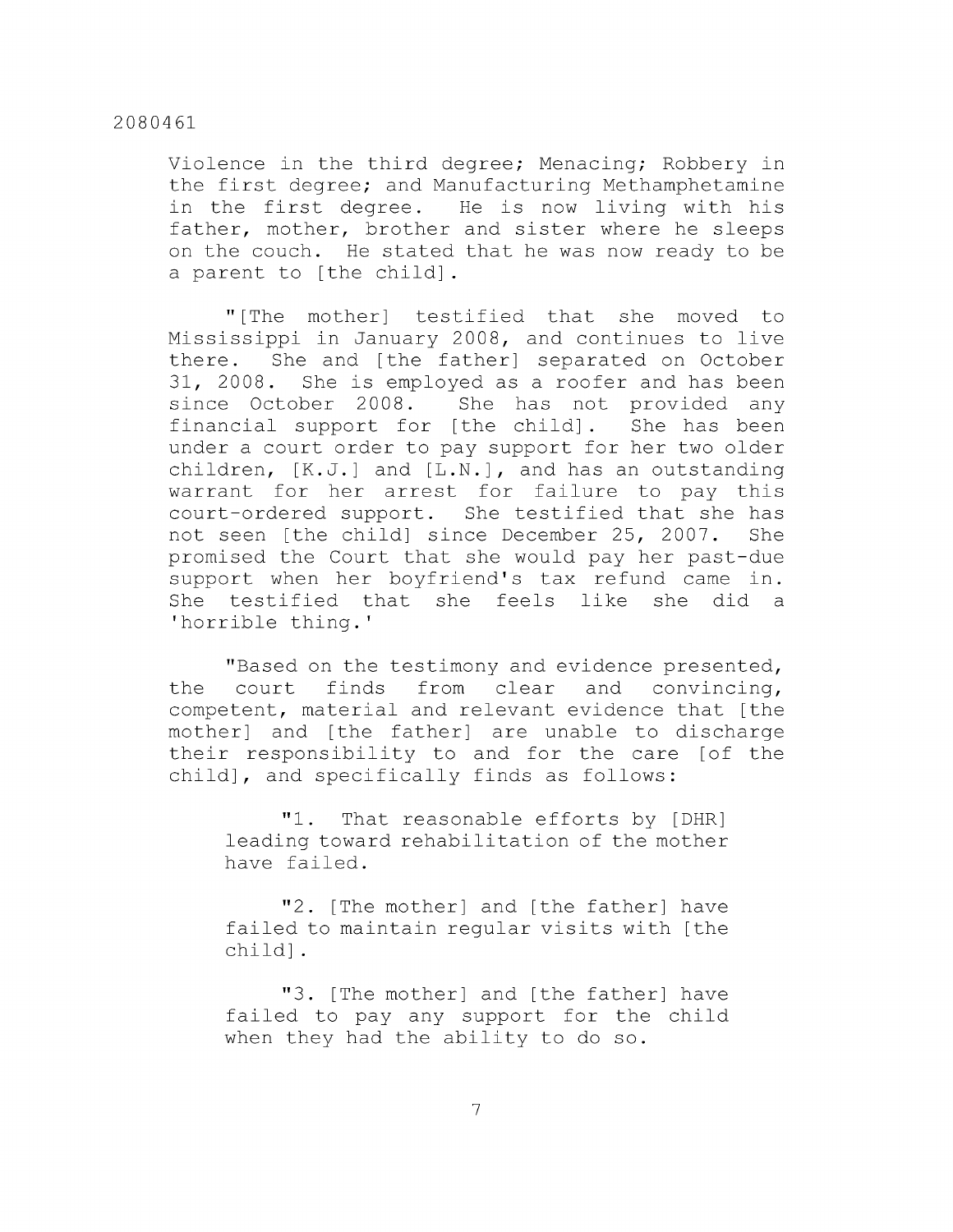Violence in the third degree; Menacing; Robbery in the first degree; and Manufacturing Methamphetamine in the first degree. He is now living with his father, mother, brother and sister where he sleeps on the couch. He stated that he was now ready to be a parent to [the child].

"[The mother] testified that she moved to Mississippi in January 2008, and continues to live there. She and [the father] separated on October 31, 2008. She is employed as a roofer and has been since October 2008. She has not provided any financial support for [the child]. She has been under a court order to pay support for her two older children, [K.J.] and [L.N.], and has an outstanding warrant for her arrest for failure to pay this court-ordered support. She testified that she has not seen [the child] since December 25, 2007. She promised the Court that she would pay her past-due support when her boyfriend's tax refund came in. She testified that she feels like she did a 'horrible thing.'

"Based on the testimony and evidence presented, the court finds from clear and convincing, competent, material and relevant evidence that [the mother] and [the father] are unable to discharge their responsibility to and for the care [of the child], and specifically finds as follows:

"1. That reasonable efforts by [DHR] leading toward rehabilitation of the mother have failed.

"2. [The mother] and [the father] have failed to maintain regular visits with [the child].

"3. [The mother] and [the father] have failed to pay any support for the child when they had the ability to do so.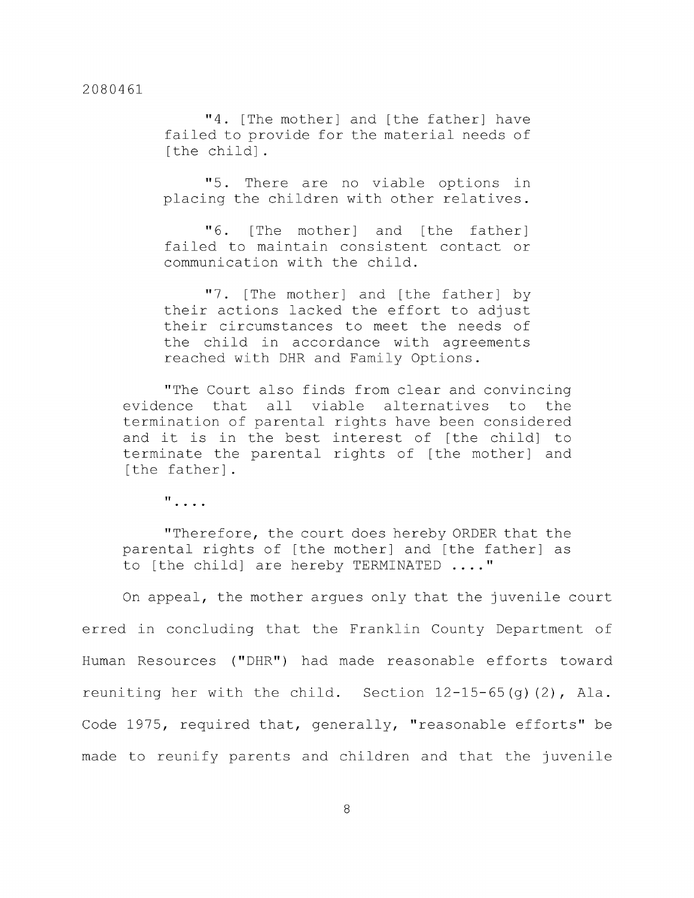"4. [The mother] and [the father] have failed to provide for the material needs of [the child].

"5. There are no viable options in placing the children with other relatives.

"6. [The mother] and [the father] failed to maintain consistent contact or communication with the child.

"7. [The mother] and [the father] by their actions lacked the effort to adjust their circumstances to meet the needs of the child in accordance with agreements reached with DHR and Family Options.

"The Court also finds from clear and convincing evidence that all viable alternatives to the termination of parental rights have been considered and it is in the best interest of [the child] to terminate the parental rights of [the mother] and [the father].

"....

"Therefore, the court does hereby ORDER that the parental rights of [the mother] and [the father] as to [the child] are hereby TERMINATED ...."

On appeal, the mother argues only that the juvenile court erred in concluding that the Franklin County Department of Human Resources ("DHR") had made reasonable efforts toward reuniting her with the child. Section 12-15-65(g)(2), Ala. Code 1975, required that, generally, "reasonable efforts" be made to reunify parents and children and that the juvenile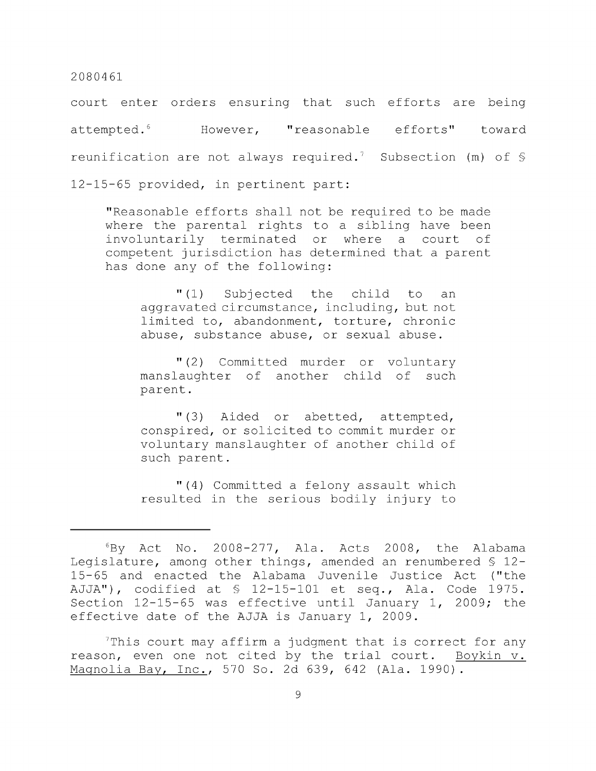court enter orders ensuring that such efforts are being attempted.[6] However, "reasonable efforts" toward reunification are not always required.[7] Subsection (m) of § 12-15-65 provided, in pertinent part:

> "Reasonable efforts shall not be required to be made where the parental rights to a sibling have been involuntarily terminated or where a court of competent jurisdiction has determined that a parent has done any of the following:
>
> "(1) Subjected the child to an aggravated circumstance, including, but not limited to, abandonment, torture, chronic abuse, substance abuse, or sexual abuse.
>
> "(2) Committed murder or voluntary manslaughter of another child of such parent.
>
> "(3) Aided or abetted, attempted, conspired, or solicited to commit murder or voluntary manslaughter of another child of such parent.
>
> "(4) Committed a felony assault which resulted in the serious bodily injury to

---

[6]By Act No. 2008-277, Ala. Acts 2008, the Alabama Legislature, among other things, amended an renumbered § 12-15-65 and enacted the Alabama Juvenile Justice Act ("the AJJA"), codified at § 12-15-101 et seq., Ala. Code 1975. Section 12-15-65 was effective until January 1, 2009; the effective date of the AJJA is January 1, 2009.

[7]This court may affirm a judgment that is correct for any reason, even one not cited by the trial court. Boykin v. Magnolia Bay, Inc., 570 So. 2d 639, 642 (Ala. 1990).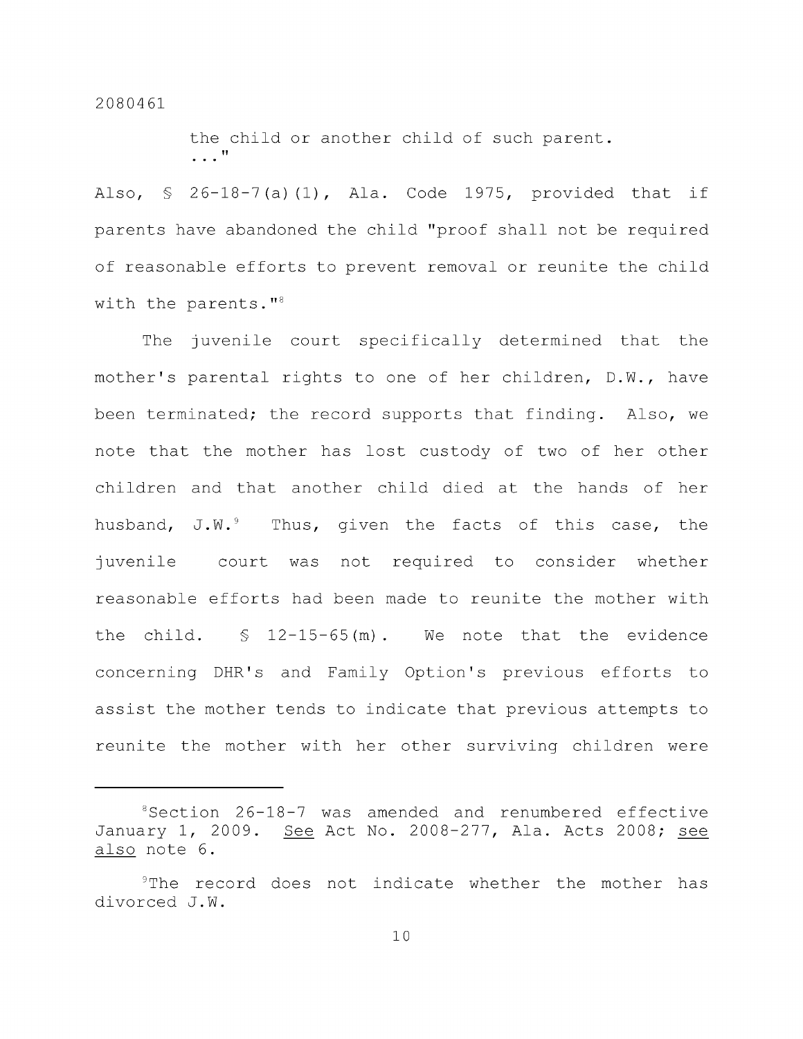the child or another child of such parent. ..."

Also, § 26-18-7(a)(1), Ala. Code 1975, provided that if parents have abandoned the child "proof shall not be required of reasonable efforts to prevent removal or reunite the child with the parents."[8]

The juvenile court specifically determined that the mother's parental rights to one of her children, D.W., have been terminated; the record supports that finding. Also, we note that the mother has lost custody of two of her other children and that another child died at the hands of her husband, J.W.[9] Thus, given the facts of this case, the juvenile court was not required to consider whether reasonable efforts had been made to reunite the mother with the child. § 12-15-65(m). We note that the evidence concerning DHR's and Family Option's previous efforts to assist the mother tends to indicate that previous attempts to reunite the mother with her other surviving children were

---

[8]Section 26-18-7 was amended and renumbered effective January 1, 2009. _See_ Act No. 2008-277, Ala. Acts 2008; _see also_ note 6.

[9]The record does not indicate whether the mother has divorced J.W.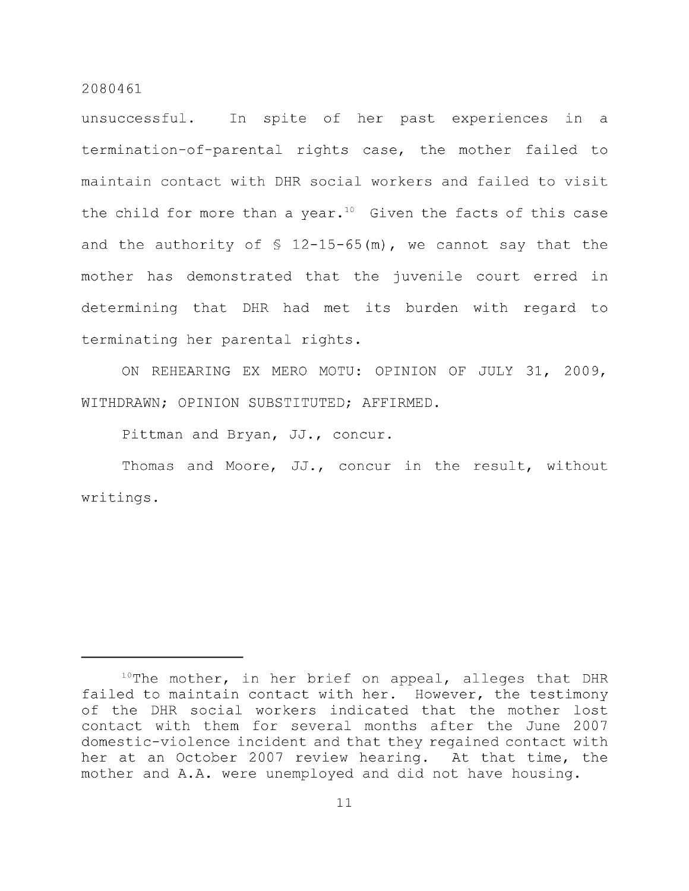unsuccessful. In spite of her past experiences in a termination-of-parental rights case, the mother failed to maintain contact with DHR social workers and failed to visit the child for more than a year.[10] Given the facts of this case and the authority of § 12-15-65(m), we cannot say that the mother has demonstrated that the juvenile court erred in determining that DHR had met its burden with regard to terminating her parental rights.

ON REHEARING EX MERO MOTU: OPINION OF JULY 31, 2009, WITHDRAWN; OPINION SUBSTITUTED; AFFIRMED.

Pittman and Bryan, JJ., concur.

Thomas and Moore, JJ., concur in the result, without writings.

---

[10]The mother, in her brief on appeal, alleges that DHR failed to maintain contact with her. However, the testimony of the DHR social workers indicated that the mother lost contact with them for several months after the June 2007 domestic-violence incident and that they regained contact with her at an October 2007 review hearing. At that time, the mother and A.A. were unemployed and did not have housing.